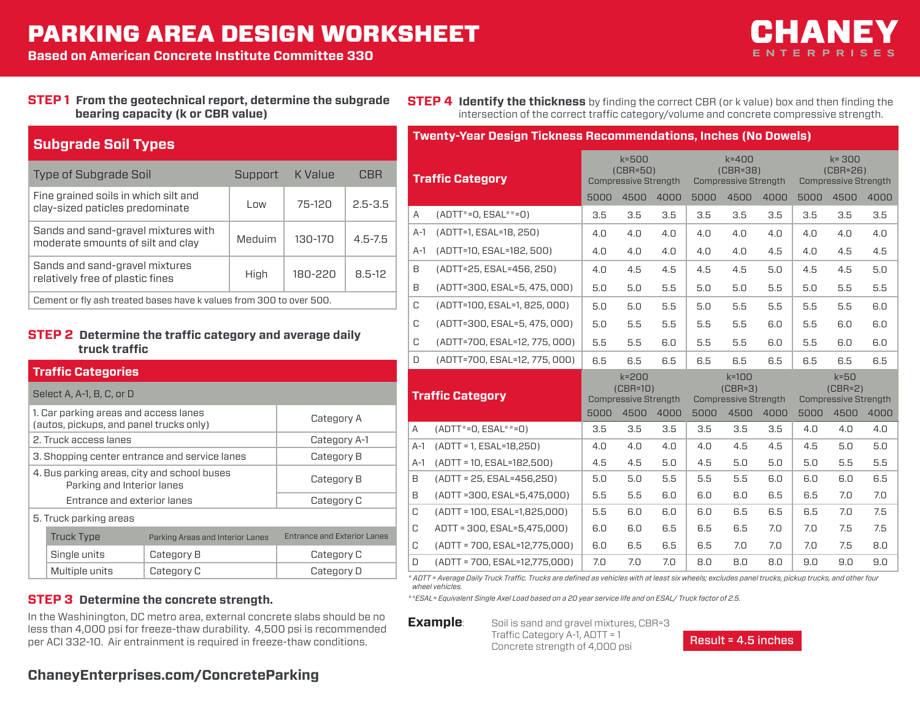# PARKING AREA DESIGN WORKSHEET

**Based on American Concrete Institute Committee 330**

CHANEY ENTERPRISES

## STEP 1 From the geotechnical report, determine the subgrade bearing capacity (k or CBR value)

### Subgrade Soil Types

| Type of Subgrade Soil | Support | K Value | CBR |
|---|---|---|---|
| Fine grained soils in which silt and clay-sized paticles predominate | Low | 75-120 | 2.5-3.5 |
| Sands and sand-gravel mixtures with moderate smounts of silt and clay | Meduim | 130-170 | 4.5-7.5 |
| Sands and sand-gravel mixtures relatively free of plastic fines | High | 180-220 | 8.5-12 |
| Cement or fly ash treated bases have k values from 300 to over 500. | | | |

## STEP 2 Determine the traffic category and average daily truck traffic

### Traffic Categories

Select A, A-1, B, C, or D

| | |
|---|---|
| 1. Car parking areas and access lanes (autos, pickups, and panel trucks only) | Category A |
| 2. Truck access lanes | Category A-1 |
| 3. Shopping center entrance and service lanes | Category B |
| 4. Bus parking areas, city and school buses — Parking and Interior lanes | Category B |
| Entrance and exterior lanes | Category C |
| 5. Truck parking areas | |

| Truck Type | Parking Areas and Interior Lanes | Entrance and Exterior Lanes |
|---|---|---|
| Single units | Category B | Category C |
| Multiple units | Category C | Category D |

## STEP 3 Determine the concrete strength.

In the Washinington, DC metro area, external concrete slabs should be no less than 4,000 psi for freeze-thaw durability. 4,500 psi is recommended per ACI 332-10. Air entrainment is required in freeze-thaw conditions.

## STEP 4 Identify the thickness by finding the correct CBR (or k value) box and then finding the intersection of the correct traffic category/volume and concrete compressive strength.

### Twenty-Year Design Tickness Recommendations, Inches (No Dowels)

| Traffic Category | | k=500 (CBR=50) Compressive Strength | | | k=400 (CBR=38) Compressive Strength | | | k= 300 (CBR=26) Compressive Strength | | |
|---|---|---|---|---|---|---|---|---|---|---|
| | | 5000 | 4500 | 4000 | 5000 | 4500 | 4000 | 5000 | 4500 | 4000 |
| A | (ADTT*=0, ESAL**=0) | 3.5 | 3.5 | 3.5 | 3.5 | 3.5 | 3.5 | 3.5 | 3.5 | 3.5 |
| A-1 | (ADTT=1, ESAL=18, 250) | 4.0 | 4.0 | 4.0 | 4.0 | 4.0 | 4.0 | 4.0 | 4.0 | 4.0 |
| A-1 | (ADTT=10, ESAL=182, 500) | 4.0 | 4.0 | 4.0 | 4.0 | 4.0 | 4.5 | 4.0 | 4.5 | 4.5 |
| B | (ADTT=25, ESAL=456, 250) | 4.0 | 4.5 | 4.5 | 4.5 | 4.5 | 5.0 | 4.5 | 4.5 | 5.0 |
| B | (ADTT=300, ESAL=5, 475, 000) | 5.0 | 5.0 | 5.5 | 5.0 | 5.0 | 5.5 | 5.0 | 5.5 | 5.5 |
| C | (ADTT=100, ESAL=1, 825, 000) | 5.0 | 5.0 | 5.5 | 5.0 | 5.5 | 5.5 | 5.5 | 5.5 | 6.0 |
| C | (ADTT=300, ESAL=5, 475, 000) | 5.0 | 5.5 | 5.5 | 5.5 | 5.5 | 6.0 | 5.5 | 6.0 | 6.0 |
| C | (ADTT=700, ESAL=12, 775, 000) | 5.5 | 5.5 | 6.0 | 5.5 | 5.5 | 6.0 | 5.5 | 6.0 | 6.0 |
| D | (ADTT=700, ESAL=12, 775, 000) | 6.5 | 6.5 | 6.5 | 6.5 | 6.5 | 6.5 | 6.5 | 6.5 | 6.5 |
| **Traffic Category** | | k=200 (CBR=10) Compressive Strength | | | k=100 (CBR=3) Compressive Strength | | | k=50 (CBR=2) Compressive Strength | | |
| | | 5000 | 4500 | 4000 | 5000 | 4500 | 4000 | 5000 | 4500 | 4000 |
| A | (ADTT*=0, ESAL**=0) | 3.5 | 3.5 | 3.5 | 3.5 | 3.5 | 3.5 | 4.0 | 4.0 | 4.0 |
| A-1 | (ADTT = 1, ESAL=18,250) | 4.0 | 4.0 | 4.0 | 4.0 | 4.5 | 4.5 | 4.5 | 5.0 | 5.0 |
| A-1 | (ADTT = 10, ESAL=182,500) | 4.5 | 4.5 | 5.0 | 4.5 | 5.0 | 5.0 | 5.0 | 5.5 | 5.5 |
| B | (ADTT = 25, ESAL=456,250) | 5.0 | 5.0 | 5.5 | 5.5 | 5.5 | 6.0 | 6.0 | 6.0 | 6.5 |
| B | (ADTT =300, ESAL=5,475,000) | 5.5 | 5.5 | 6.0 | 6.0 | 6.0 | 6.5 | 6.5 | 7.0 | 7.0 |
| C | (ADTT = 100, ESAL=1,825,000) | 5.5 | 6.0 | 6.0 | 6.0 | 6.5 | 6.5 | 6.5 | 7.0 | 7.5 |
| C | ADTT = 300, ESAL=5,475,000) | 6.0 | 6.0 | 6.5 | 6.5 | 6.5 | 7.0 | 7.0 | 7.5 | 7.5 |
| C | (ADTT = 700, ESAL=12,775,000) | 6.0 | 6.5 | 6.5 | 6.5 | 7.0 | 7.0 | 7.0 | 7.5 | 8.0 |
| D | (ADTT = 700, ESAL=12,775,000) | 7.0 | 7.0 | 7.0 | 8.0 | 8.0 | 8.0 | 9.0 | 9.0 | 9.0 |

*\* ADTT = Average Daily Truck Traffic. Trucks are defined as vehicles with at least six wheels; excludes panel trucks, pickup trucks, and other four wheel vehicles.*

*\*\*ESAL = Equivalent Single Axel Load based on a 20 year service life and on ESAL/ Truck factor of 2.5.*

**Example**: Soil is sand and gravel mixtures, CBR=3
Traffic Category A-1, ADTT = 1
Concrete strength of 4,000 psi

**Result = 4.5 inches**

**ChaneyEnterprises.com/ConcreteParking**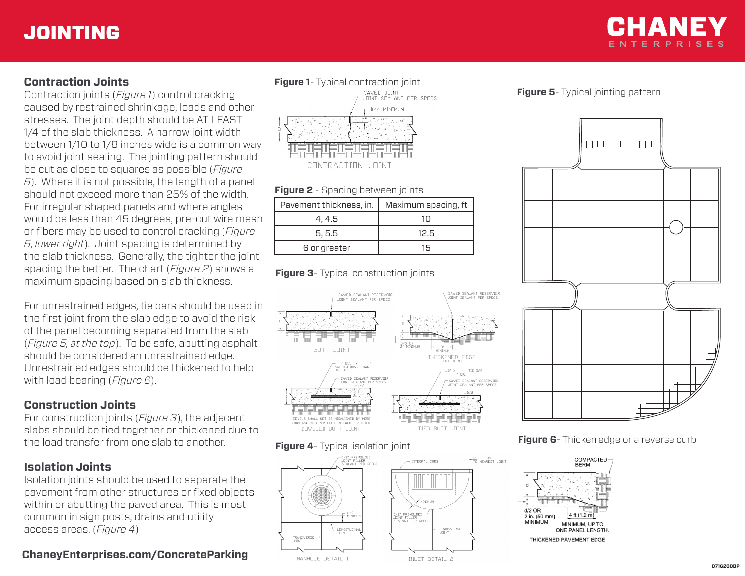# JOINTING

## Contraction Joints

Contraction joints (*Figure 1*) control cracking caused by restrained shrinkage, loads and other stresses. The joint depth should be AT LEAST 1/4 of the slab thickness. A narrow joint width between 1/10 to 1/8 inches wide is a common way to avoid joint sealing. The jointing pattern should be cut as close to squares as possible (*Figure 5*). Where it is not possible, the length of a panel should not exceed more than 25% of the width. For irregular shaped panels and where angles would be less than 45 degrees, pre-cut wire mesh or fibers may be used to control cracking (*Figure 5, lower right*). Joint spacing is determined by the slab thickness. Generally, the tighter the joint spacing the better. The chart (*Figure 2*) shows a maximum spacing based on slab thickness.

For unrestrained edges, tie bars should be used in the first joint from the slab edge to avoid the risk of the panel becoming separated from the slab (*Figure 5, at the top*). To be safe, abutting asphalt should be considered an unrestrained edge. Unrestrained edges should be thickened to help with load bearing (*Figure 6*).

## Construction Joints

For construction joints (*Figure 3*), the adjacent slabs should be tied together or thickened due to the load transfer from one slab to another.

## Isolation Joints

Isolation joints should be used to separate the pavement from other structures or fixed objects within or abutting the paved area. This is most common in sign posts, drains and utility access areas. (*Figure 4*)

**ChaneyEnterprises.com/ConcreteParking**

**Figure 1**- Typical contraction joint

SAWED JOINT
JOINT SEALANT PER SPECS
D/4 MINIMUM
D
CONTRACTION JOINT

**Figure 2** - Spacing between joints

| Pavement thickness, in. | Maximum spacing, ft |
|---|---|
| 4, 4.5 | 10 |
| 5, 5.5 | 12.5 |
| 6 or greater | 15 |

**Figure 3**- Typical construction joints

SAWED SEALANT RESERVOIR
JOINT SEALANT PER SPECS
D
BUTT JOINT

SAWED SEALANT RESERVOIR
JOINT SEALANT PER SPECS
D/5 OR 2" MINIMUM
3' MINIMUM
THICKENED EDGE
BUTT JOINT

DIA. X SMOOTH DOWEL BAR 12" O.C.
SAWED SEALANT RESERVOIR
JOINT SEALANT PER SPECS
D/2
DOWELS SHALL NOT BE MISALIGNED BY MORE THAN 1/4 INCH PER FOOT IN EACH DIRECTION
DOWELED BUTT JOINT

1/2" X TIE BAR " O.C.
SAWED SEALANT RESERVOIR
JOINT SEALANT PER SPECS
D/2
D
TIED BUTT JOINT

**Figure 4**- Typical isolation joint

1/2" PREMOLDED JOINT FILLER
SEALANT PER SPECS
1'-0 MINIMUM
LONGITUDINAL JOINT
TRANSVERSE JOINT
MANHOLE DETAIL 1

INTEGRAL CURB
3'-0 PLUS TO NEAREST JOINT
1'-0 MINIMUM
1/2" PREMOLDED JOINT FILLER
SEALANT PER SPECS
TRANSVERSE JOINT
INLET DETAIL 2

**Figure 5**- Typical jointing pattern

**Figure 6**- Thicken edge or a reverse curb

COMPACTED BERM
d
d/2 OR 2 in. (50 mm) MINIMUM
4 ft (1.2 m) MINIMUM, UP TO ONE PANEL LENGTH.
THICKENED PAVEMENT EDGE

071620DBP